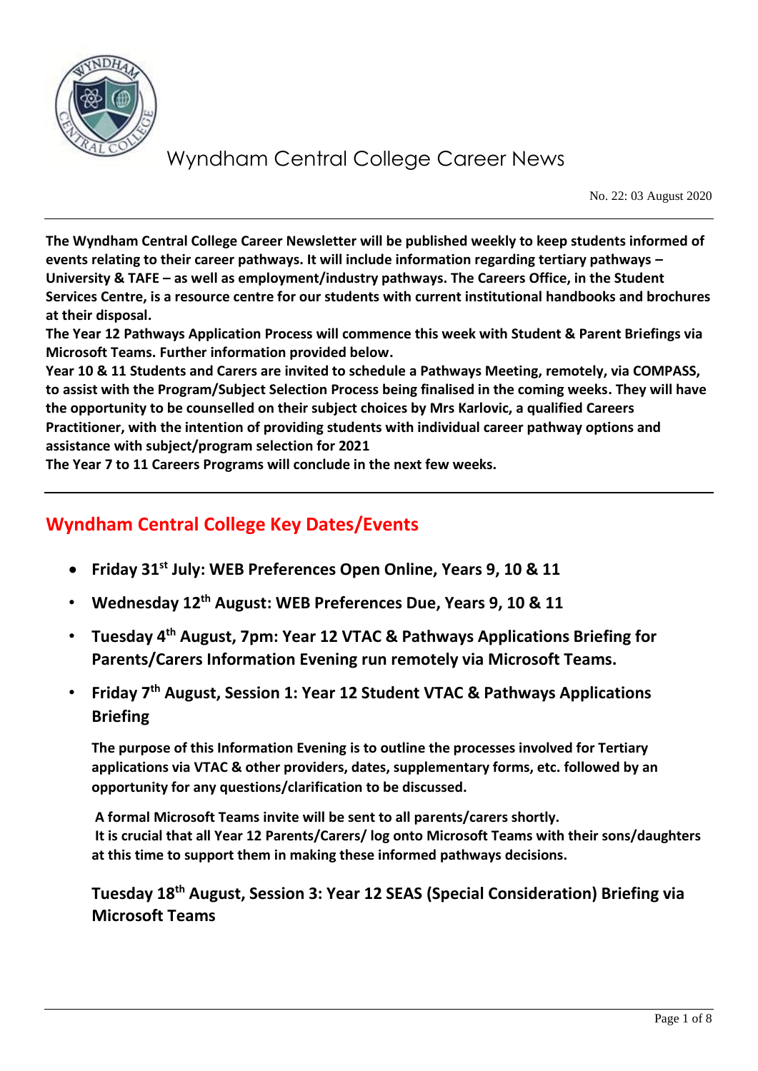# Wyndham Central College Career News

No. 22: 03 August 2020

**The Wyndham Central College Career Newsletter will be published weekly to keep students informed of events relating to their career pathways. It will include information regarding tertiary pathways – University & TAFE – as well as employment/industry pathways. The Careers Office, in the Student Services Centre, is a resource centre for our students with current institutional handbooks and brochures at their disposal.**

**The Year 12 Pathways Application Process will commence this week with Student & Parent Briefings via Microsoft Teams. Further information provided below.**

**Year 10 & 11 Students and Carers are invited to schedule a Pathways Meeting, remotely, via COMPASS, to assist with the Program/Subject Selection Process being finalised in the coming weeks. They will have the opportunity to be counselled on their subject choices by Mrs Karlovic, a qualified Careers Practitioner, with the intention of providing students with individual career pathway options and assistance with subject/program selection for 2021**

**The Year 7 to 11 Careers Programs will conclude in the next few weeks.**

## Wyndham Central College Key Dates/Events

- **Friday 31st July: WEB Preferences Open Online, Years 9, 10 & 11**
- **Wednesday 12th August: WEB Preferences Due, Years 9, 10 & 11**
- **Tuesday 4th August, 7pm: Year 12 VTAC & Pathways Applications Briefing for Parents/Carers Information Evening run remotely via Microsoft Teams.**
- **Friday 7th August, Session 1: Year 12 Student VTAC & Pathways Applications Briefing**

  **The purpose of this Information Evening is to outline the processes involved for Tertiary applications via VTAC & other providers, dates, supplementary forms, etc. followed by an opportunity for any questions/clarification to be discussed.**

  **A formal Microsoft Teams invite will be sent to all parents/carers shortly.**
  **It is crucial that all Year 12 Parents/Carers/ log onto Microsoft Teams with their sons/daughters at this time to support them in making these informed pathways decisions.**

  **Tuesday 18th August, Session 3: Year 12 SEAS (Special Consideration) Briefing via Microsoft Teams**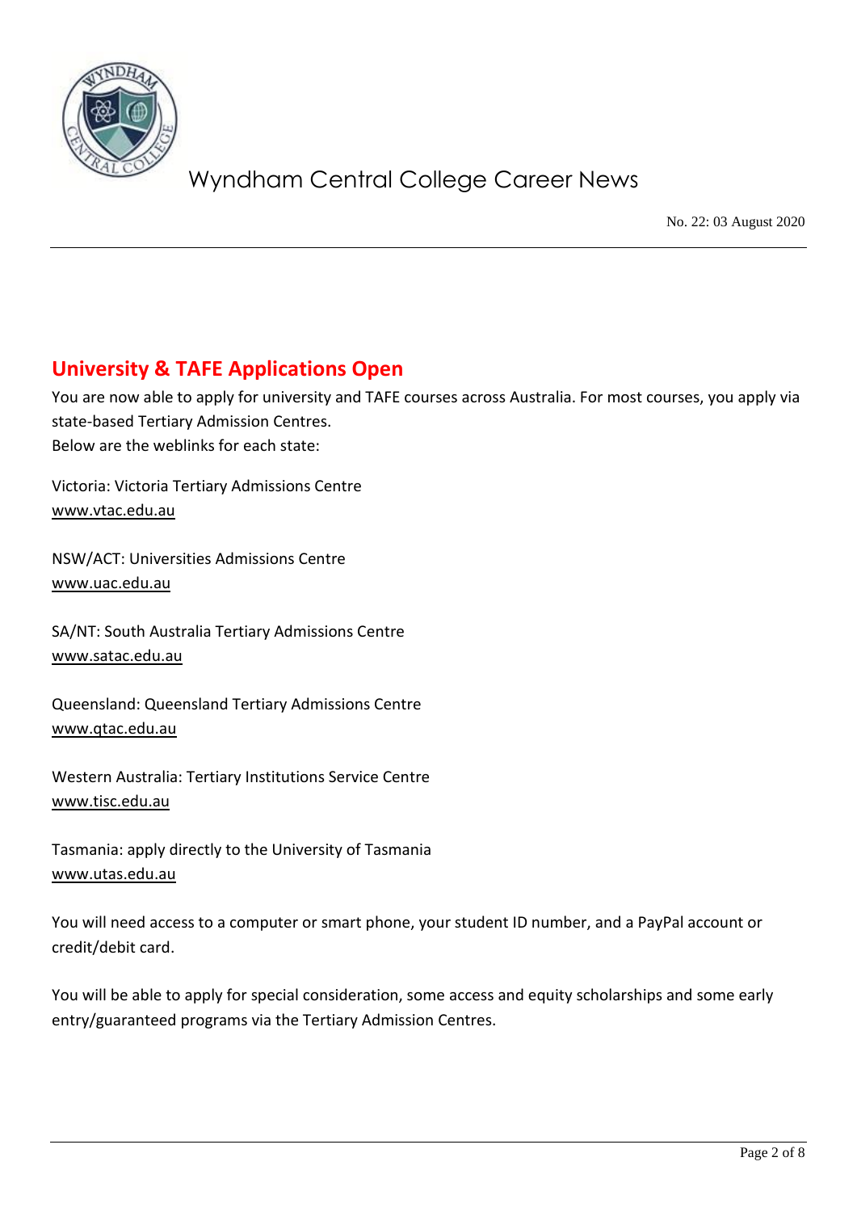## University & TAFE Applications Open

You are now able to apply for university and TAFE courses across Australia. For most courses, you apply via state-based Tertiary Admission Centres.
Below are the weblinks for each state:

Victoria: Victoria Tertiary Admissions Centre
www.vtac.edu.au

NSW/ACT: Universities Admissions Centre
www.uac.edu.au

SA/NT: South Australia Tertiary Admissions Centre
www.satac.edu.au

Queensland: Queensland Tertiary Admissions Centre
www.qtac.edu.au

Western Australia: Tertiary Institutions Service Centre
www.tisc.edu.au

Tasmania: apply directly to the University of Tasmania
www.utas.edu.au

You will need access to a computer or smart phone, your student ID number, and a PayPal account or credit/debit card.

You will be able to apply for special consideration, some access and equity scholarships and some early entry/guaranteed programs via the Tertiary Admission Centres.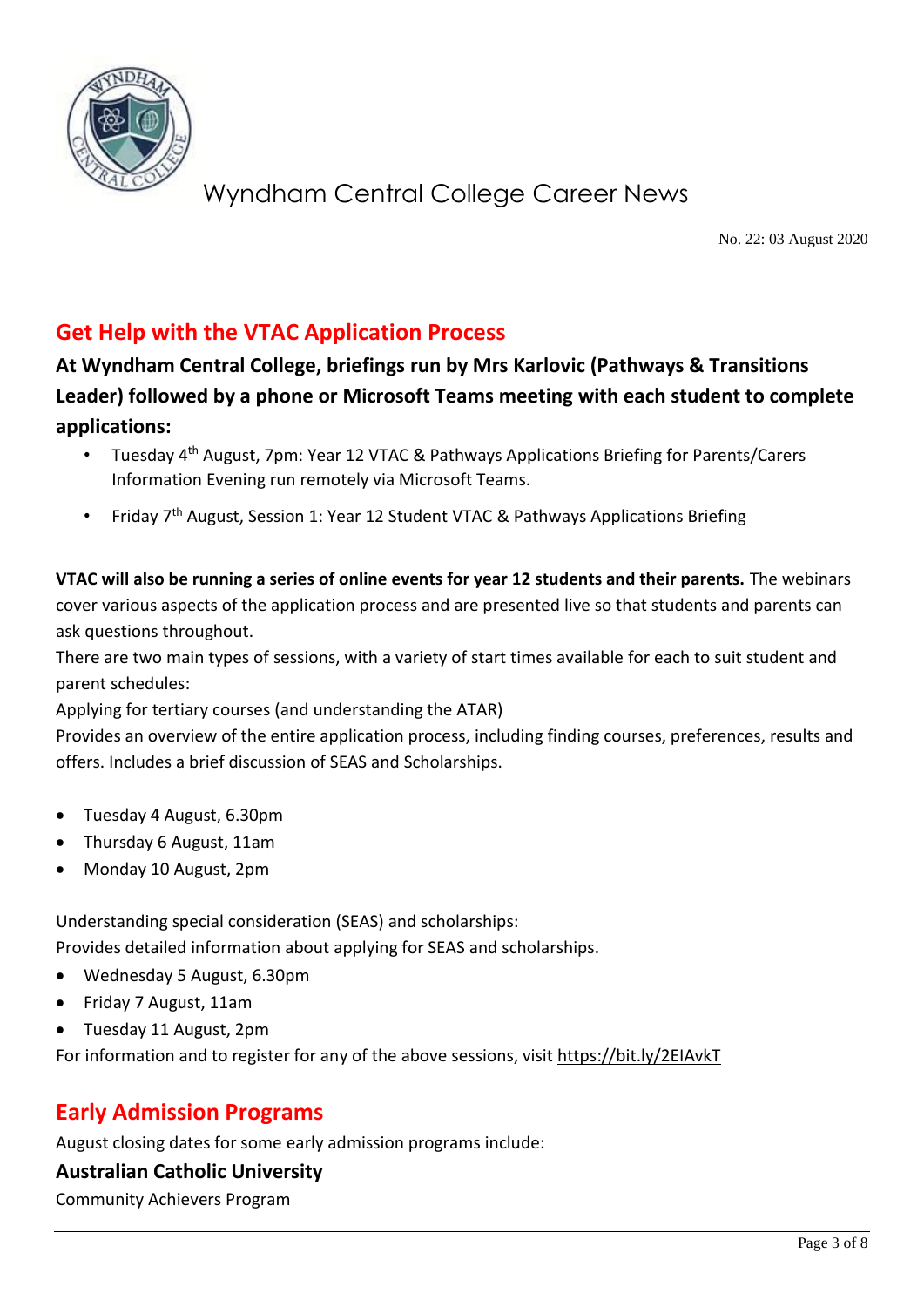## Get Help with the VTAC Application Process

**At Wyndham Central College, briefings run by Mrs Karlovic (Pathways & Transitions Leader) followed by a phone or Microsoft Teams meeting with each student to complete applications:**

- Tuesday 4th August, 7pm: Year 12 VTAC & Pathways Applications Briefing for Parents/Carers Information Evening run remotely via Microsoft Teams.
- Friday 7th August, Session 1: Year 12 Student VTAC & Pathways Applications Briefing

**VTAC will also be running a series of online events for year 12 students and their parents.** The webinars cover various aspects of the application process and are presented live so that students and parents can ask questions throughout.

There are two main types of sessions, with a variety of start times available for each to suit student and parent schedules:

Applying for tertiary courses (and understanding the ATAR)

Provides an overview of the entire application process, including finding courses, preferences, results and offers. Includes a brief discussion of SEAS and Scholarships.

- Tuesday 4 August, 6.30pm
- Thursday 6 August, 11am
- Monday 10 August, 2pm

Understanding special consideration (SEAS) and scholarships:

Provides detailed information about applying for SEAS and scholarships.

- Wednesday 5 August, 6.30pm
- Friday 7 August, 11am
- Tuesday 11 August, 2pm

For information and to register for any of the above sessions, visit https://bit.ly/2EIAvkT

## Early Admission Programs

August closing dates for some early admission programs include:

### Australian Catholic University

Community Achievers Program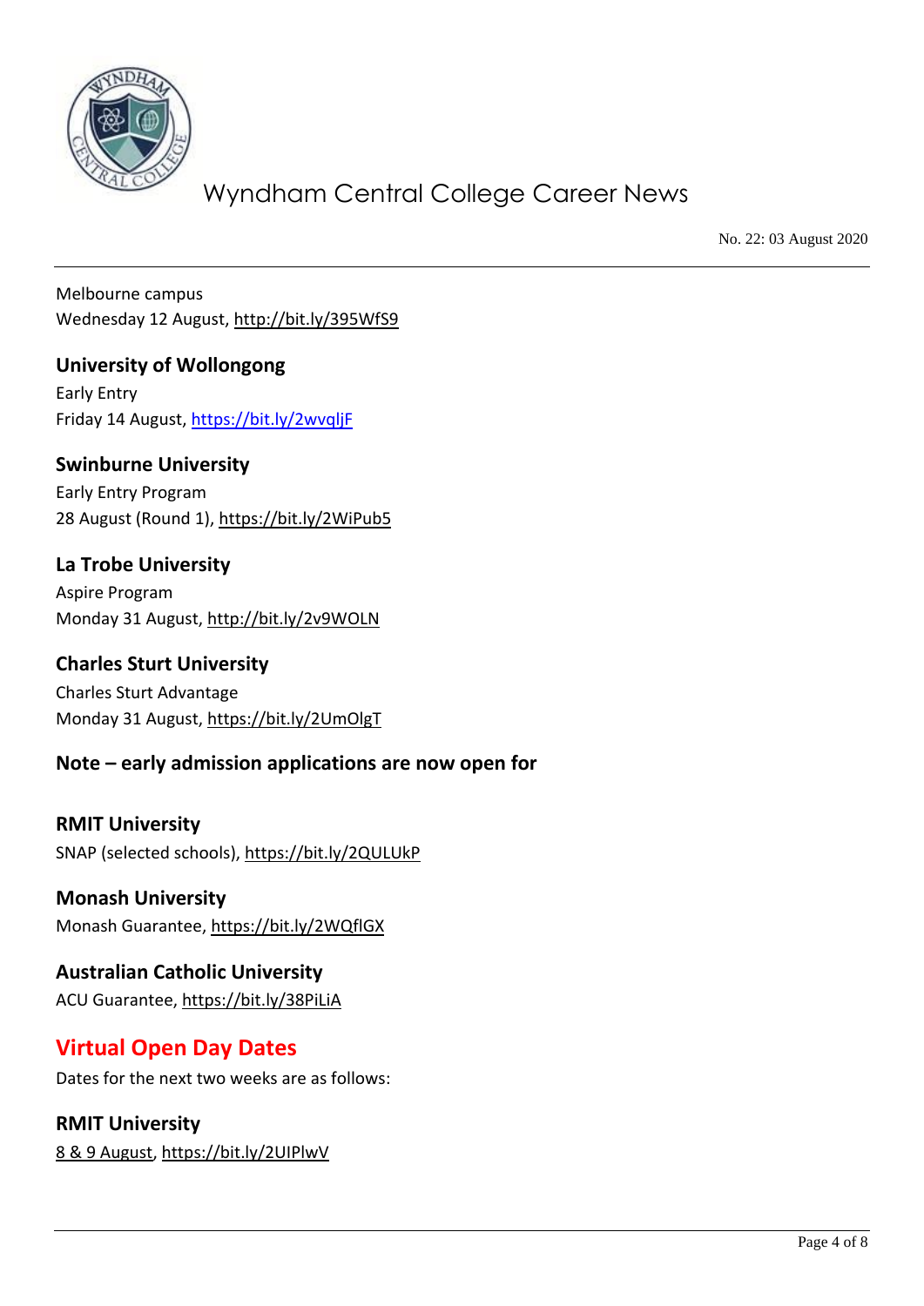Melbourne campus
Wednesday 12 August, http://bit.ly/395WfS9

### University of Wollongong

Early Entry
Friday 14 August, https://bit.ly/2wvqljF

### Swinburne University

Early Entry Program
28 August (Round 1), https://bit.ly/2WiPub5

### La Trobe University

Aspire Program
Monday 31 August, http://bit.ly/2v9WOLN

### Charles Sturt University

Charles Sturt Advantage
Monday 31 August, https://bit.ly/2UmOlgT

### Note – early admission applications are now open for

### RMIT University

SNAP (selected schools), https://bit.ly/2QULUkP

### Monash University

Monash Guarantee, https://bit.ly/2WQflGX

### Australian Catholic University

ACU Guarantee, https://bit.ly/38PiLiA

## Virtual Open Day Dates

Dates for the next two weeks are as follows:

### RMIT University

8 & 9 August, https://bit.ly/2UIPlwV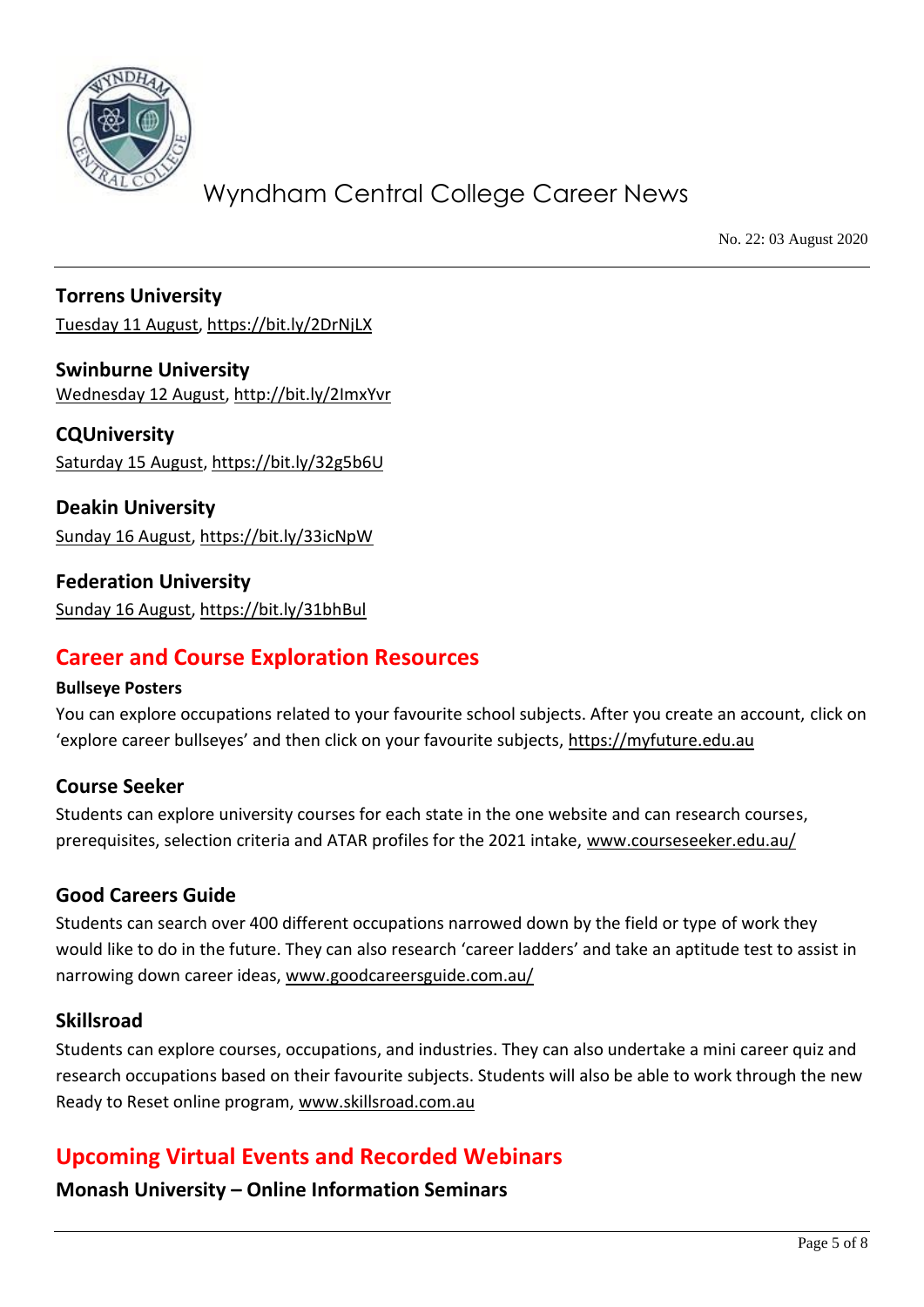**Torrens University**
Tuesday 11 August, https://bit.ly/2DrNjLX

**Swinburne University**
Wednesday 12 August, http://bit.ly/2ImxYvr

**CQUniversity**
Saturday 15 August, https://bit.ly/32g5b6U

**Deakin University**
Sunday 16 August, https://bit.ly/33icNpW

**Federation University**
Sunday 16 August, https://bit.ly/31bhBul

## Career and Course Exploration Resources

**Bullseye Posters**

You can explore occupations related to your favourite school subjects. After you create an account, click on 'explore career bullseyes' and then click on your favourite subjects, https://myfuture.edu.au

### Course Seeker

Students can explore university courses for each state in the one website and can research courses, prerequisites, selection criteria and ATAR profiles for the 2021 intake, www.courseseeker.edu.au/

### Good Careers Guide

Students can search over 400 different occupations narrowed down by the field or type of work they would like to do in the future. They can also research 'career ladders' and take an aptitude test to assist in narrowing down career ideas, www.goodcareersguide.com.au/

### Skillsroad

Students can explore courses, occupations, and industries. They can also undertake a mini career quiz and research occupations based on their favourite subjects. Students will also be able to work through the new Ready to Reset online program, www.skillsroad.com.au

## Upcoming Virtual Events and Recorded Webinars

### Monash University – Online Information Seminars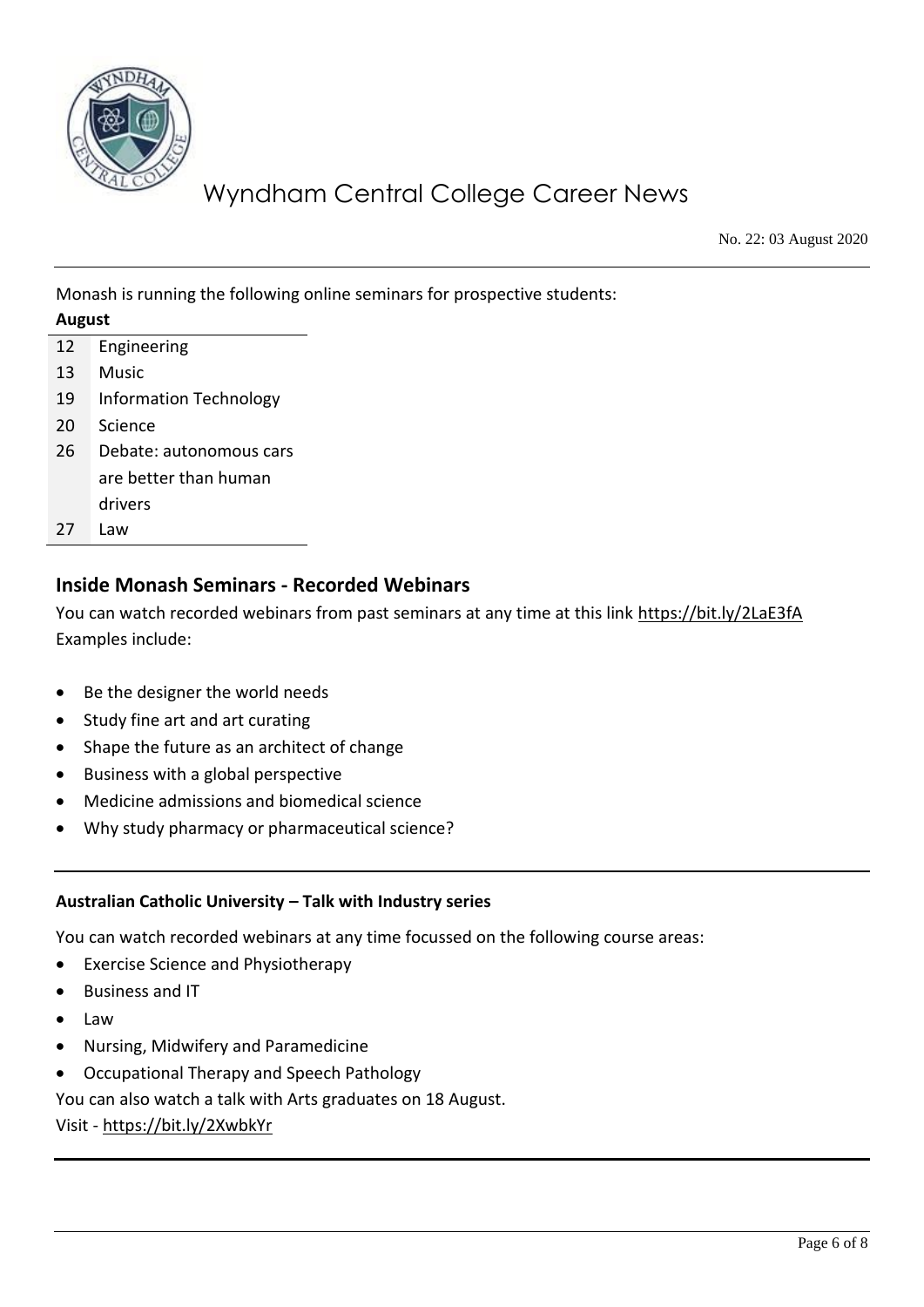Monash is running the following online seminars for prospective students:

| August | |
|---|---|
| 12 | Engineering |
| 13 | Music |
| 19 | Information Technology |
| 20 | Science |
| 26 | Debate: autonomous cars are better than human drivers |
| 27 | Law |

## Inside Monash Seminars - Recorded Webinars

You can watch recorded webinars from past seminars at any time at this link https://bit.ly/2LaE3fA
Examples include:

- Be the designer the world needs
- Study fine art and art curating
- Shape the future as an architect of change
- Business with a global perspective
- Medicine admissions and biomedical science
- Why study pharmacy or pharmaceutical science?

---

**Australian Catholic University – Talk with Industry series**

You can watch recorded webinars at any time focussed on the following course areas:

- Exercise Science and Physiotherapy
- Business and IT
- Law
- Nursing, Midwifery and Paramedicine
- Occupational Therapy and Speech Pathology

You can also watch a talk with Arts graduates on 18 August.
Visit - https://bit.ly/2XwbkYr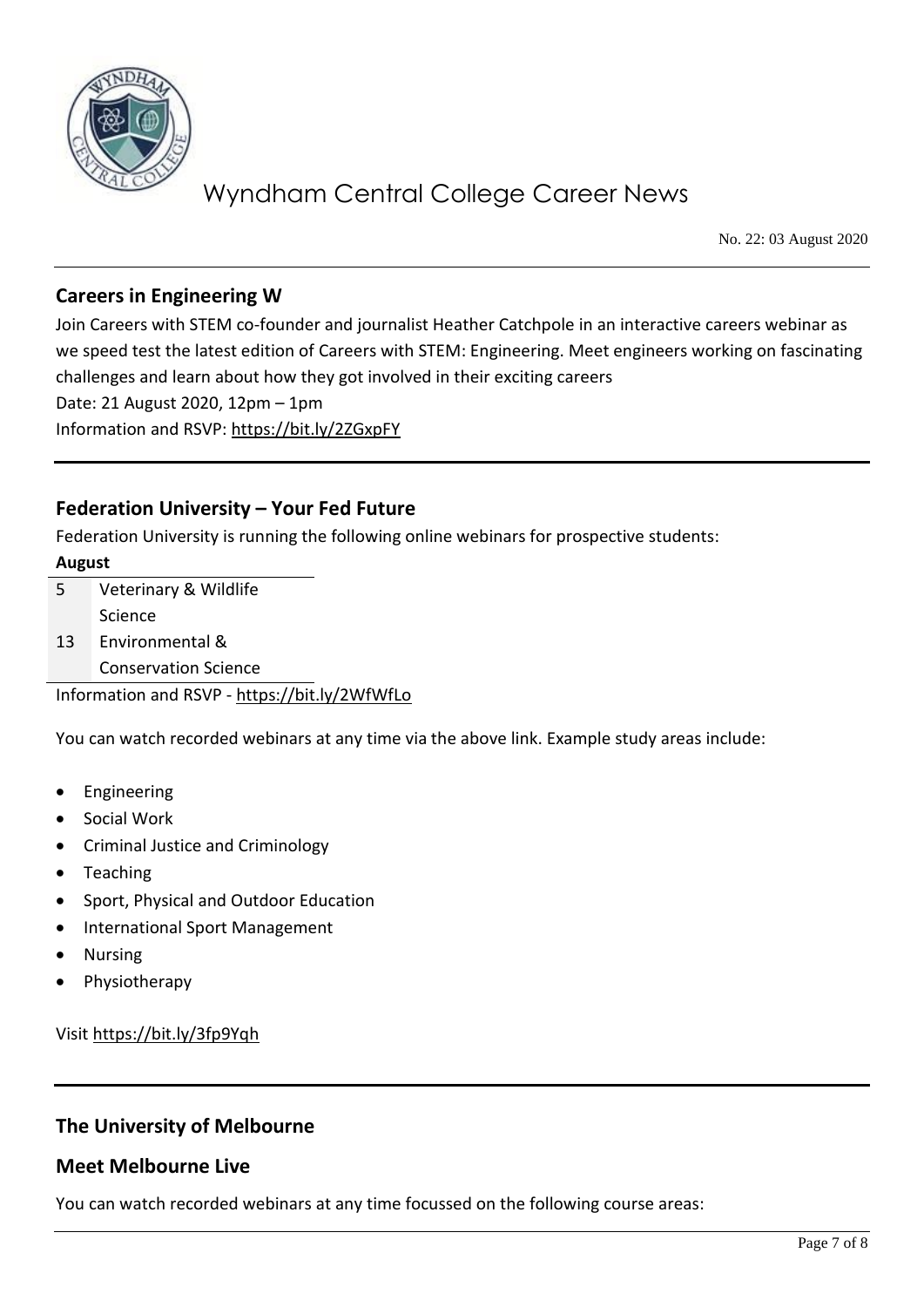## Careers in Engineering W

Join Careers with STEM co-founder and journalist Heather Catchpole in an interactive careers webinar as we speed test the latest edition of Careers with STEM: Engineering. Meet engineers working on fascinating challenges and learn about how they got involved in their exciting careers

Date: 21 August 2020, 12pm – 1pm

Information and RSVP: https://bit.ly/2ZGxpFY

---

## Federation University – Your Fed Future

Federation University is running the following online webinars for prospective students:

**August**

| | |
|---|---|
| 5 | Veterinary & Wildlife Science |
| 13 | Environmental & Conservation Science |

Information and RSVP - https://bit.ly/2WfWfLo

You can watch recorded webinars at any time via the above link. Example study areas include:

- Engineering
- Social Work
- Criminal Justice and Criminology
- Teaching
- Sport, Physical and Outdoor Education
- International Sport Management
- Nursing
- Physiotherapy

Visit https://bit.ly/3fp9Yqh

---

## The University of Melbourne

## Meet Melbourne Live

You can watch recorded webinars at any time focussed on the following course areas: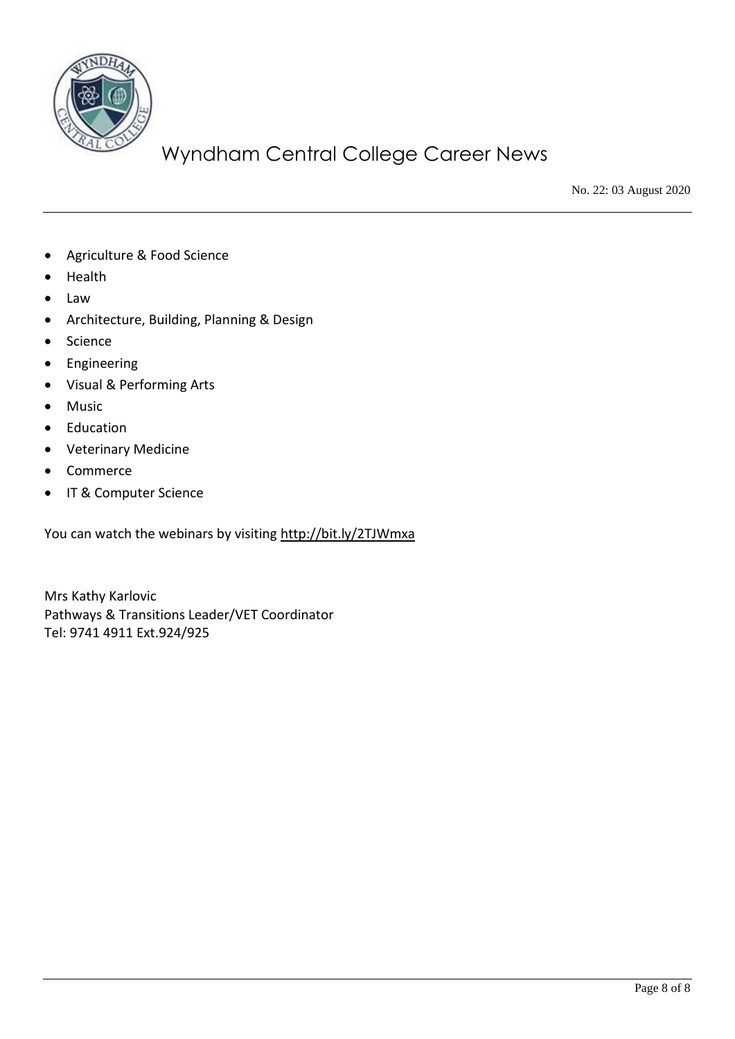- Agriculture & Food Science
- Health
- Law
- Architecture, Building, Planning & Design
- Science
- Engineering
- Visual & Performing Arts
- Music
- Education
- Veterinary Medicine
- Commerce
- IT & Computer Science

You can watch the webinars by visiting http://bit.ly/2TJWmxa

Mrs Kathy Karlovic
Pathways & Transitions Leader/VET Coordinator
Tel: 9741 4911 Ext.924/925